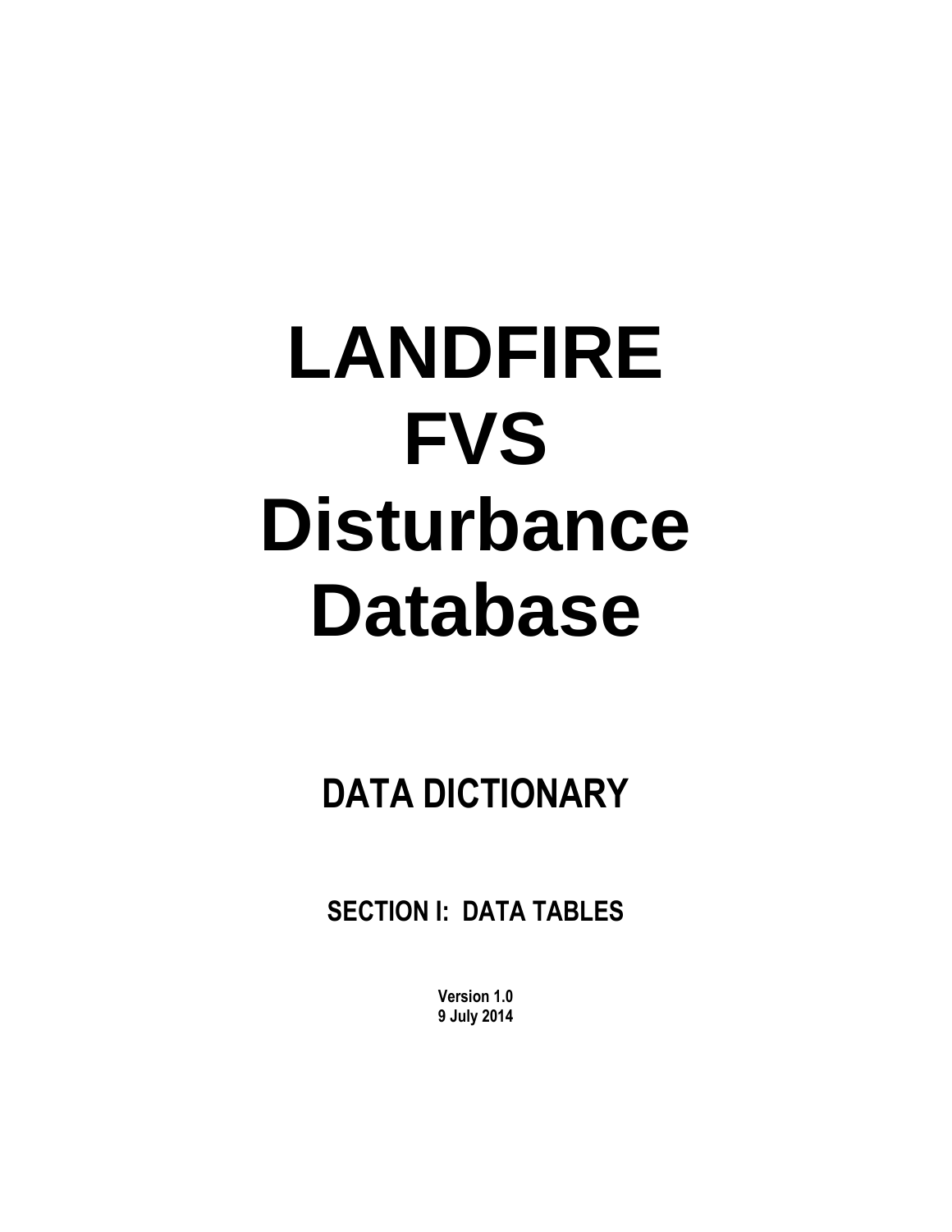# LANDFIRE FVS Disturbance Database

## DATA DICTIONARY

### SECTION I: DATA TABLES

**Version 1.0**
**9 July 2014**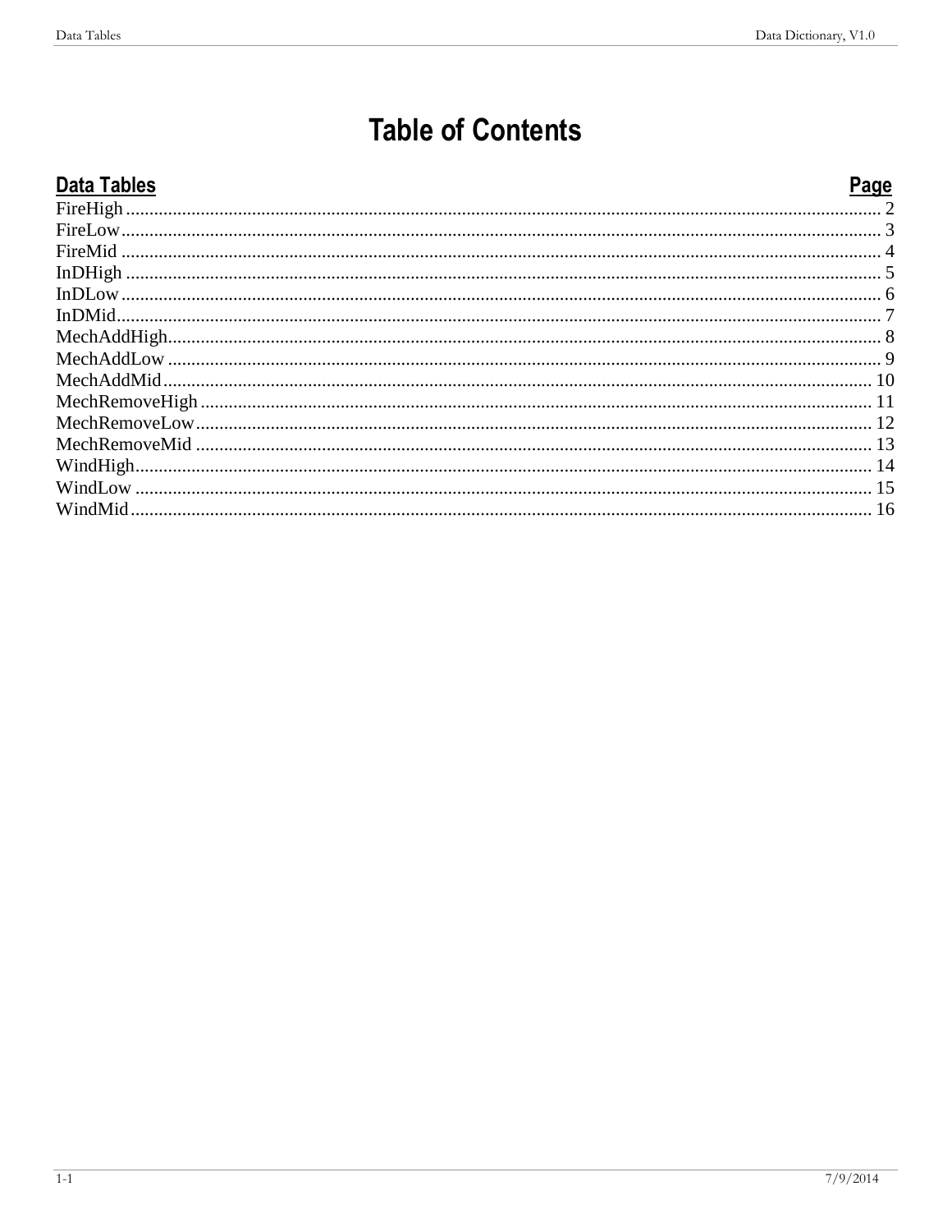# Table of Contents

| Data Tables | Page |
|---|---|
| FireHigh | 2 |
| FireLow | 3 |
| FireMid | 4 |
| InDHigh | 5 |
| InDLow | 6 |
| InDMid | 7 |
| MechAddHigh | 8 |
| MechAddLow | 9 |
| MechAddMid | 10 |
| MechRemoveHigh | 11 |
| MechRemoveLow | 12 |
| MechRemoveMid | 13 |
| WindHigh | 14 |
| WindLow | 15 |
| WindMid | 16 |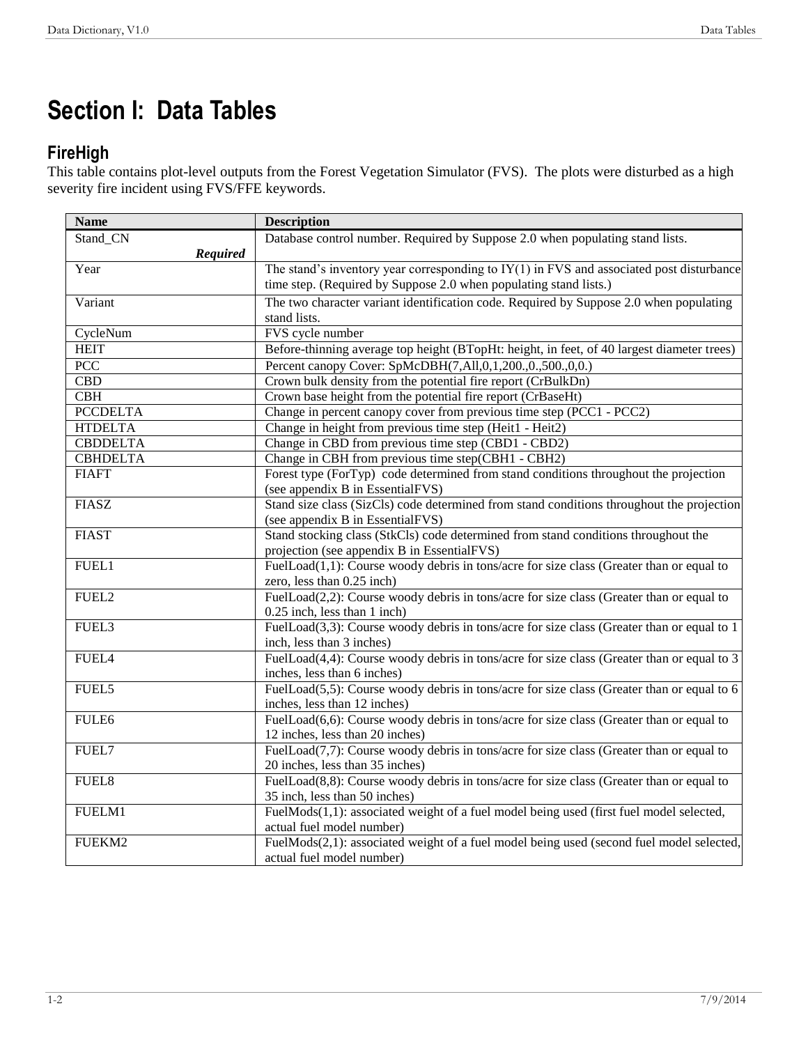# Section I: Data Tables

## FireHigh

This table contains plot-level outputs from the Forest Vegetation Simulator (FVS). The plots were disturbed as a high severity fire incident using FVS/FFE keywords.

| Name | Description |
|---|---|
| Stand_CN ***Required*** | Database control number. Required by Suppose 2.0 when populating stand lists. |
| Year | The stand's inventory year corresponding to IY(1) in FVS and associated post disturbance time step. (Required by Suppose 2.0 when populating stand lists.) |
| Variant | The two character variant identification code. Required by Suppose 2.0 when populating stand lists. |
| CycleNum | FVS cycle number |
| HEIT | Before-thinning average top height (BTopHt: height, in feet, of 40 largest diameter trees) |
| PCC | Percent canopy Cover: SpMcDBH(7,All,0,1,200.,0.,500.,0,0.) |
| CBD | Crown bulk density from the potential fire report (CrBulkDn) |
| CBH | Crown base height from the potential fire report (CrBaseHt) |
| PCCDELTA | Change in percent canopy cover from previous time step (PCC1 - PCC2) |
| HTDELTA | Change in height from previous time step (Heit1 - Heit2) |
| CBDDELTA | Change in CBD from previous time step (CBD1 - CBD2) |
| CBHDELTA | Change in CBH from previous time step(CBH1 - CBH2) |
| FIAFT | Forest type (ForTyp) code determined from stand conditions throughout the projection (see appendix B in EssentialFVS) |
| FIASZ | Stand size class (SizCls) code determined from stand conditions throughout the projection (see appendix B in EssentialFVS) |
| FIAST | Stand stocking class (StkCls) code determined from stand conditions throughout the projection (see appendix B in EssentialFVS) |
| FUEL1 | FuelLoad(1,1): Course woody debris in tons/acre for size class (Greater than or equal to zero, less than 0.25 inch) |
| FUEL2 | FuelLoad(2,2): Course woody debris in tons/acre for size class (Greater than or equal to 0.25 inch, less than 1 inch) |
| FUEL3 | FuelLoad(3,3): Course woody debris in tons/acre for size class (Greater than or equal to 1 inch, less than 3 inches) |
| FUEL4 | FuelLoad(4,4): Course woody debris in tons/acre for size class (Greater than or equal to 3 inches, less than 6 inches) |
| FUEL5 | FuelLoad(5,5): Course woody debris in tons/acre for size class (Greater than or equal to 6 inches, less than 12 inches) |
| FULE6 | FuelLoad(6,6): Course woody debris in tons/acre for size class (Greater than or equal to 12 inches, less than 20 inches) |
| FUEL7 | FuelLoad(7,7): Course woody debris in tons/acre for size class (Greater than or equal to 20 inches, less than 35 inches) |
| FUEL8 | FuelLoad(8,8): Course woody debris in tons/acre for size class (Greater than or equal to 35 inch, less than 50 inches) |
| FUELM1 | FuelMods(1,1): associated weight of a fuel model being used (first fuel model selected, actual fuel model number) |
| FUEKM2 | FuelMods(2,1): associated weight of a fuel model being used (second fuel model selected, actual fuel model number) |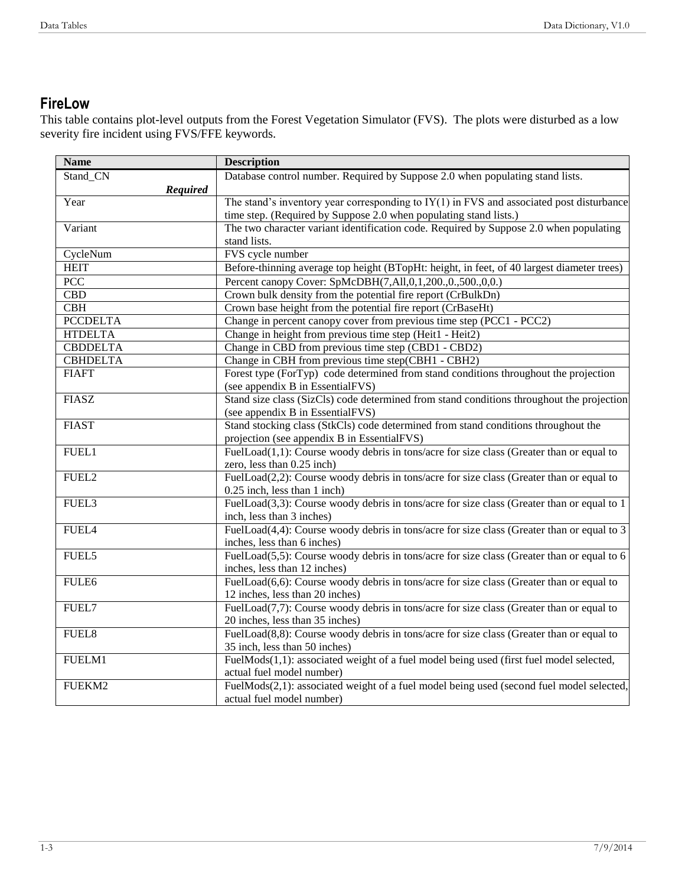## FireLow

This table contains plot-level outputs from the Forest Vegetation Simulator (FVS). The plots were disturbed as a low severity fire incident using FVS/FFE keywords.

| Name | Description |
|---|---|
| Stand_CN ***Required*** | Database control number. Required by Suppose 2.0 when populating stand lists. |
| Year | The stand's inventory year corresponding to IY(1) in FVS and associated post disturbance time step. (Required by Suppose 2.0 when populating stand lists.) |
| Variant | The two character variant identification code. Required by Suppose 2.0 when populating stand lists. |
| CycleNum | FVS cycle number |
| HEIT | Before-thinning average top height (BTopHt: height, in feet, of 40 largest diameter trees) |
| PCC | Percent canopy Cover: SpMcDBH(7,All,0,1,200.,0.,500.,0,0.) |
| CBD | Crown bulk density from the potential fire report (CrBulkDn) |
| CBH | Crown base height from the potential fire report (CrBaseHt) |
| PCCDELTA | Change in percent canopy cover from previous time step (PCC1 - PCC2) |
| HTDELTA | Change in height from previous time step (Heit1 - Heit2) |
| CBDDELTA | Change in CBD from previous time step (CBD1 - CBD2) |
| CBHDELTA | Change in CBH from previous time step(CBH1 - CBH2) |
| FIAFT | Forest type (ForTyp) code determined from stand conditions throughout the projection (see appendix B in EssentialFVS) |
| FIASZ | Stand size class (SizCls) code determined from stand conditions throughout the projection (see appendix B in EssentialFVS) |
| FIAST | Stand stocking class (StkCls) code determined from stand conditions throughout the projection (see appendix B in EssentialFVS) |
| FUEL1 | FuelLoad(1,1): Course woody debris in tons/acre for size class (Greater than or equal to zero, less than 0.25 inch) |
| FUEL2 | FuelLoad(2,2): Course woody debris in tons/acre for size class (Greater than or equal to 0.25 inch, less than 1 inch) |
| FUEL3 | FuelLoad(3,3): Course woody debris in tons/acre for size class (Greater than or equal to 1 inch, less than 3 inches) |
| FUEL4 | FuelLoad(4,4): Course woody debris in tons/acre for size class (Greater than or equal to 3 inches, less than 6 inches) |
| FUEL5 | FuelLoad(5,5): Course woody debris in tons/acre for size class (Greater than or equal to 6 inches, less than 12 inches) |
| FULE6 | FuelLoad(6,6): Course woody debris in tons/acre for size class (Greater than or equal to 12 inches, less than 20 inches) |
| FUEL7 | FuelLoad(7,7): Course woody debris in tons/acre for size class (Greater than or equal to 20 inches, less than 35 inches) |
| FUEL8 | FuelLoad(8,8): Course woody debris in tons/acre for size class (Greater than or equal to 35 inch, less than 50 inches) |
| FUELM1 | FuelMods(1,1): associated weight of a fuel model being used (first fuel model selected, actual fuel model number) |
| FUEKM2 | FuelMods(2,1): associated weight of a fuel model being used (second fuel model selected, actual fuel model number) |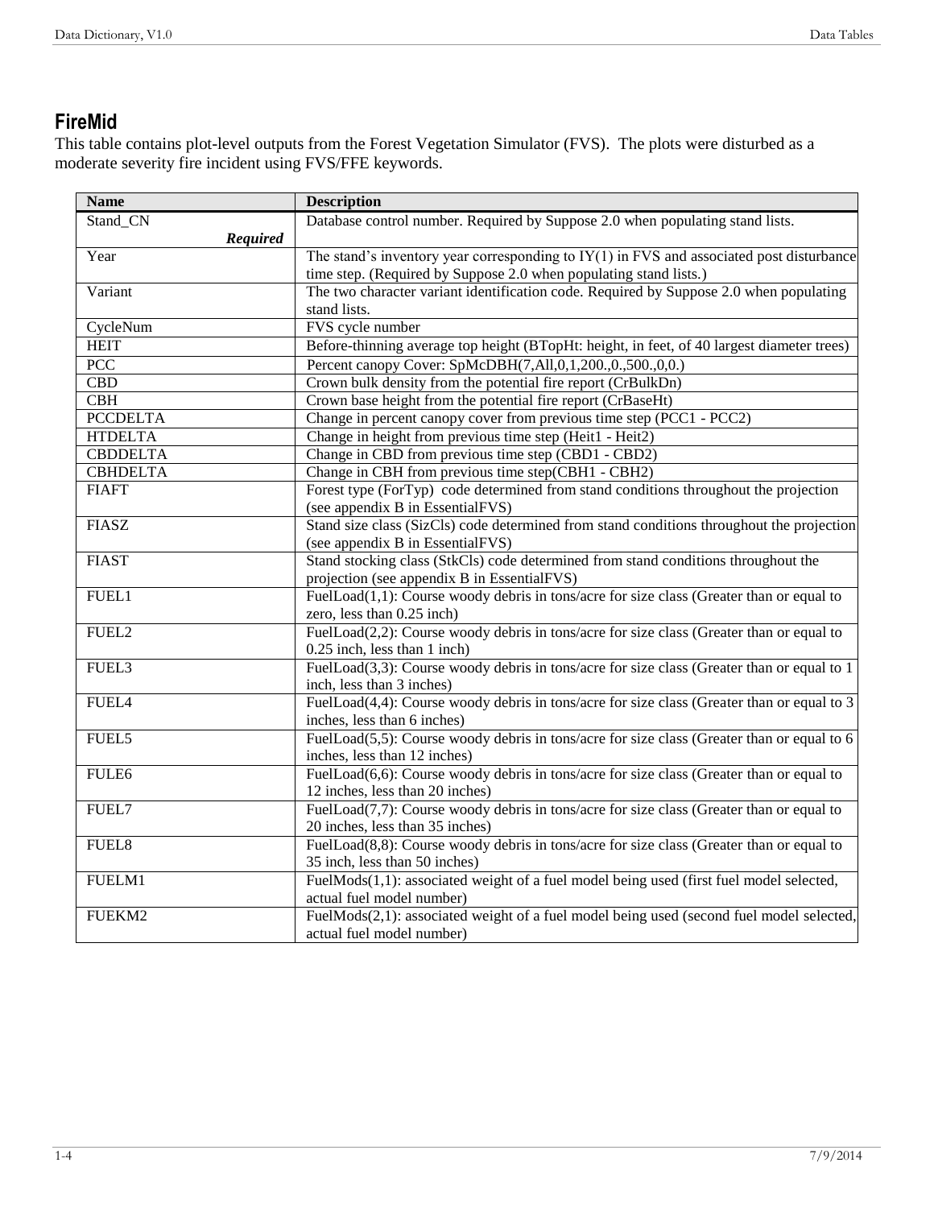## FireMid

This table contains plot-level outputs from the Forest Vegetation Simulator (FVS). The plots were disturbed as a moderate severity fire incident using FVS/FFE keywords.

| Name | Description |
|---|---|
| Stand_CN ***Required*** | Database control number. Required by Suppose 2.0 when populating stand lists. |
| Year | The stand's inventory year corresponding to IY(1) in FVS and associated post disturbance time step. (Required by Suppose 2.0 when populating stand lists.) |
| Variant | The two character variant identification code. Required by Suppose 2.0 when populating stand lists. |
| CycleNum | FVS cycle number |
| HEIT | Before-thinning average top height (BTopHt: height, in feet, of 40 largest diameter trees) |
| PCC | Percent canopy Cover: SpMcDBH(7,All,0,1,200.,0.,500.,0,0.) |
| CBD | Crown bulk density from the potential fire report (CrBulkDn) |
| CBH | Crown base height from the potential fire report (CrBaseHt) |
| PCCDELTA | Change in percent canopy cover from previous time step (PCC1 - PCC2) |
| HTDELTA | Change in height from previous time step (Heit1 - Heit2) |
| CBDDELTA | Change in CBD from previous time step (CBD1 - CBD2) |
| CBHDELTA | Change in CBH from previous time step(CBH1 - CBH2) |
| FIAFT | Forest type (ForTyp) code determined from stand conditions throughout the projection (see appendix B in EssentialFVS) |
| FIASZ | Stand size class (SizCls) code determined from stand conditions throughout the projection (see appendix B in EssentialFVS) |
| FIAST | Stand stocking class (StkCls) code determined from stand conditions throughout the projection (see appendix B in EssentialFVS) |
| FUEL1 | FuelLoad(1,1): Course woody debris in tons/acre for size class (Greater than or equal to zero, less than 0.25 inch) |
| FUEL2 | FuelLoad(2,2): Course woody debris in tons/acre for size class (Greater than or equal to 0.25 inch, less than 1 inch) |
| FUEL3 | FuelLoad(3,3): Course woody debris in tons/acre for size class (Greater than or equal to 1 inch, less than 3 inches) |
| FUEL4 | FuelLoad(4,4): Course woody debris in tons/acre for size class (Greater than or equal to 3 inches, less than 6 inches) |
| FUEL5 | FuelLoad(5,5): Course woody debris in tons/acre for size class (Greater than or equal to 6 inches, less than 12 inches) |
| FULE6 | FuelLoad(6,6): Course woody debris in tons/acre for size class (Greater than or equal to 12 inches, less than 20 inches) |
| FUEL7 | FuelLoad(7,7): Course woody debris in tons/acre for size class (Greater than or equal to 20 inches, less than 35 inches) |
| FUEL8 | FuelLoad(8,8): Course woody debris in tons/acre for size class (Greater than or equal to 35 inch, less than 50 inches) |
| FUELM1 | FuelMods(1,1): associated weight of a fuel model being used (first fuel model selected, actual fuel model number) |
| FUEKM2 | FuelMods(2,1): associated weight of a fuel model being used (second fuel model selected, actual fuel model number) |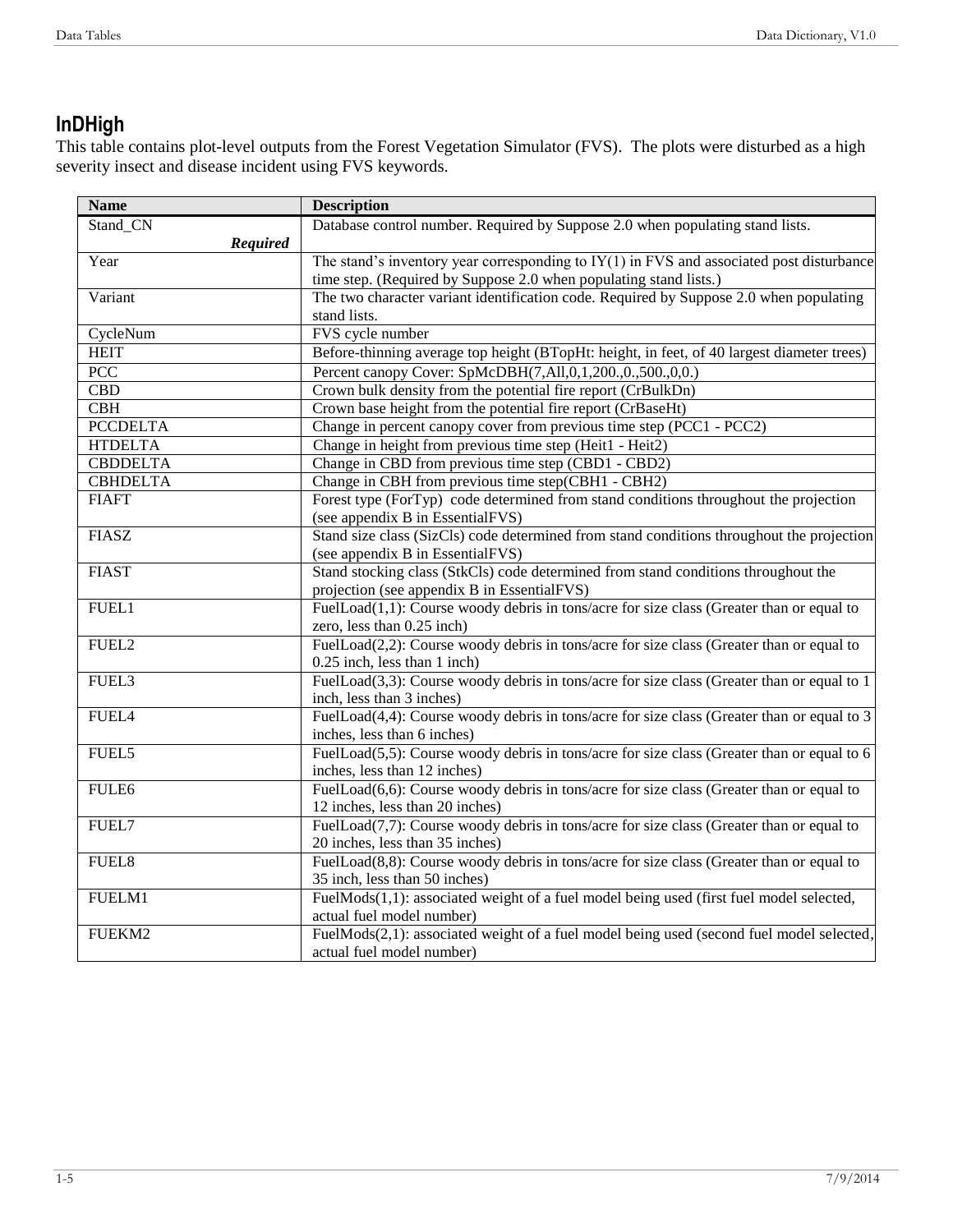## InDHigh

This table contains plot-level outputs from the Forest Vegetation Simulator (FVS). The plots were disturbed as a high severity insect and disease incident using FVS keywords.

| Name | Description |
|---|---|
| Stand_CN ***Required*** | Database control number. Required by Suppose 2.0 when populating stand lists. |
| Year | The stand's inventory year corresponding to IY(1) in FVS and associated post disturbance time step. (Required by Suppose 2.0 when populating stand lists.) |
| Variant | The two character variant identification code. Required by Suppose 2.0 when populating stand lists. |
| CycleNum | FVS cycle number |
| HEIT | Before-thinning average top height (BTopHt: height, in feet, of 40 largest diameter trees) |
| PCC | Percent canopy Cover: SpMcDBH(7,All,0,1,200.,0.,500.,0,0.) |
| CBD | Crown bulk density from the potential fire report (CrBulkDn) |
| CBH | Crown base height from the potential fire report (CrBaseHt) |
| PCCDELTA | Change in percent canopy cover from previous time step (PCC1 - PCC2) |
| HTDELTA | Change in height from previous time step (Heit1 - Heit2) |
| CBDDELTA | Change in CBD from previous time step (CBD1 - CBD2) |
| CBHDELTA | Change in CBH from previous time step(CBH1 - CBH2) |
| FIAFT | Forest type (ForTyp) code determined from stand conditions throughout the projection (see appendix B in EssentialFVS) |
| FIASZ | Stand size class (SizCls) code determined from stand conditions throughout the projection (see appendix B in EssentialFVS) |
| FIAST | Stand stocking class (StkCls) code determined from stand conditions throughout the projection (see appendix B in EssentialFVS) |
| FUEL1 | FuelLoad(1,1): Course woody debris in tons/acre for size class (Greater than or equal to zero, less than 0.25 inch) |
| FUEL2 | FuelLoad(2,2): Course woody debris in tons/acre for size class (Greater than or equal to 0.25 inch, less than 1 inch) |
| FUEL3 | FuelLoad(3,3): Course woody debris in tons/acre for size class (Greater than or equal to 1 inch, less than 3 inches) |
| FUEL4 | FuelLoad(4,4): Course woody debris in tons/acre for size class (Greater than or equal to 3 inches, less than 6 inches) |
| FUEL5 | FuelLoad(5,5): Course woody debris in tons/acre for size class (Greater than or equal to 6 inches, less than 12 inches) |
| FULE6 | FuelLoad(6,6): Course woody debris in tons/acre for size class (Greater than or equal to 12 inches, less than 20 inches) |
| FUEL7 | FuelLoad(7,7): Course woody debris in tons/acre for size class (Greater than or equal to 20 inches, less than 35 inches) |
| FUEL8 | FuelLoad(8,8): Course woody debris in tons/acre for size class (Greater than or equal to 35 inch, less than 50 inches) |
| FUELM1 | FuelMods(1,1): associated weight of a fuel model being used (first fuel model selected, actual fuel model number) |
| FUEKM2 | FuelMods(2,1): associated weight of a fuel model being used (second fuel model selected, actual fuel model number) |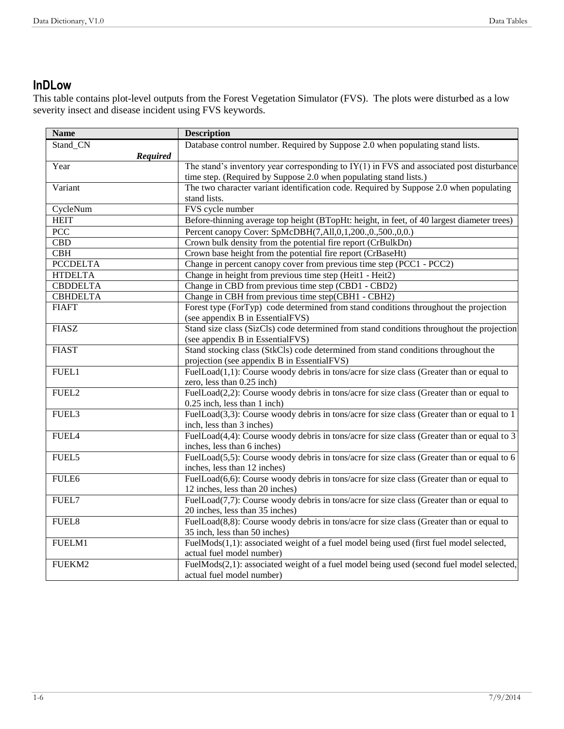## InDLow

This table contains plot-level outputs from the Forest Vegetation Simulator (FVS). The plots were disturbed as a low severity insect and disease incident using FVS keywords.

| Name | Description |
|---|---|
| Stand_CN *Required* | Database control number. Required by Suppose 2.0 when populating stand lists. |
| Year | The stand's inventory year corresponding to IY(1) in FVS and associated post disturbance time step. (Required by Suppose 2.0 when populating stand lists.) |
| Variant | The two character variant identification code. Required by Suppose 2.0 when populating stand lists. |
| CycleNum | FVS cycle number |
| HEIT | Before-thinning average top height (BTopHt: height, in feet, of 40 largest diameter trees) |
| PCC | Percent canopy Cover: SpMcDBH(7,All,0,1,200.,0.,500.,0,0.) |
| CBD | Crown bulk density from the potential fire report (CrBulkDn) |
| CBH | Crown base height from the potential fire report (CrBaseHt) |
| PCCDELTA | Change in percent canopy cover from previous time step (PCC1 - PCC2) |
| HTDELTA | Change in height from previous time step (Heit1 - Heit2) |
| CBDDELTA | Change in CBD from previous time step (CBD1 - CBD2) |
| CBHDELTA | Change in CBH from previous time step(CBH1 - CBH2) |
| FIAFT | Forest type (ForTyp) code determined from stand conditions throughout the projection (see appendix B in EssentialFVS) |
| FIASZ | Stand size class (SizCls) code determined from stand conditions throughout the projection (see appendix B in EssentialFVS) |
| FIAST | Stand stocking class (StkCls) code determined from stand conditions throughout the projection (see appendix B in EssentialFVS) |
| FUEL1 | FuelLoad(1,1): Course woody debris in tons/acre for size class (Greater than or equal to zero, less than 0.25 inch) |
| FUEL2 | FuelLoad(2,2): Course woody debris in tons/acre for size class (Greater than or equal to 0.25 inch, less than 1 inch) |
| FUEL3 | FuelLoad(3,3): Course woody debris in tons/acre for size class (Greater than or equal to 1 inch, less than 3 inches) |
| FUEL4 | FuelLoad(4,4): Course woody debris in tons/acre for size class (Greater than or equal to 3 inches, less than 6 inches) |
| FUEL5 | FuelLoad(5,5): Course woody debris in tons/acre for size class (Greater than or equal to 6 inches, less than 12 inches) |
| FULE6 | FuelLoad(6,6): Course woody debris in tons/acre for size class (Greater than or equal to 12 inches, less than 20 inches) |
| FUEL7 | FuelLoad(7,7): Course woody debris in tons/acre for size class (Greater than or equal to 20 inches, less than 35 inches) |
| FUEL8 | FuelLoad(8,8): Course woody debris in tons/acre for size class (Greater than or equal to 35 inch, less than 50 inches) |
| FUELM1 | FuelMods(1,1): associated weight of a fuel model being used (first fuel model selected, actual fuel model number) |
| FUEKM2 | FuelMods(2,1): associated weight of a fuel model being used (second fuel model selected, actual fuel model number) |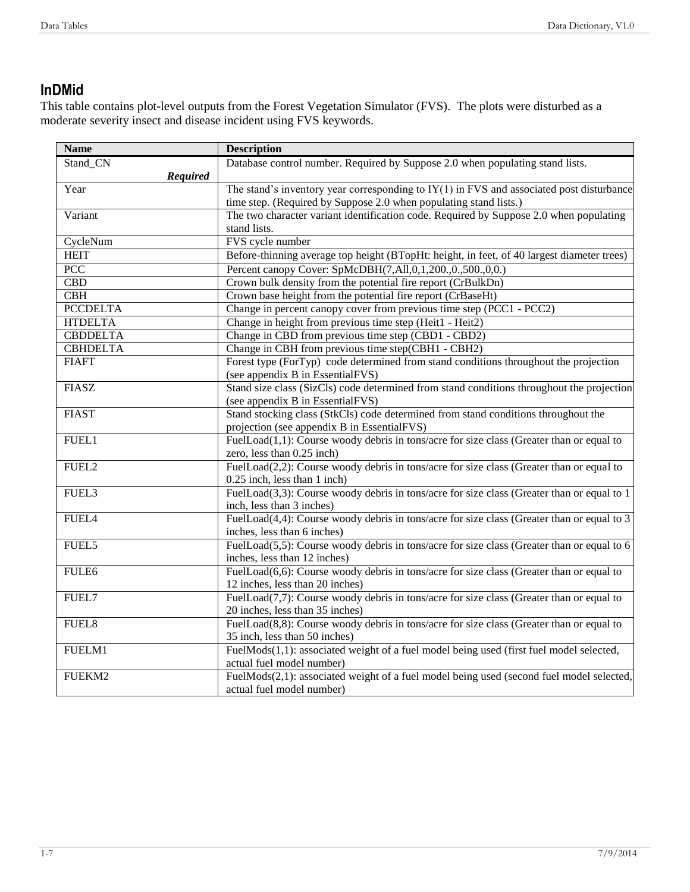## InDMid

This table contains plot-level outputs from the Forest Vegetation Simulator (FVS). The plots were disturbed as a moderate severity insect and disease incident using FVS keywords.

| Name | Description |
|---|---|
| Stand_CN ***Required*** | Database control number. Required by Suppose 2.0 when populating stand lists. |
| Year | The stand's inventory year corresponding to IY(1) in FVS and associated post disturbance time step. (Required by Suppose 2.0 when populating stand lists.) |
| Variant | The two character variant identification code. Required by Suppose 2.0 when populating stand lists. |
| CycleNum | FVS cycle number |
| HEIT | Before-thinning average top height (BTopHt: height, in feet, of 40 largest diameter trees) |
| PCC | Percent canopy Cover: SpMcDBH(7,All,0,1,200.,0.,500.,0,0.) |
| CBD | Crown bulk density from the potential fire report (CrBulkDn) |
| CBH | Crown base height from the potential fire report (CrBaseHt) |
| PCCDELTA | Change in percent canopy cover from previous time step (PCC1 - PCC2) |
| HTDELTA | Change in height from previous time step (Heit1 - Heit2) |
| CBDDELTA | Change in CBD from previous time step (CBD1 - CBD2) |
| CBHDELTA | Change in CBH from previous time step(CBH1 - CBH2) |
| FIAFT | Forest type (ForTyp) code determined from stand conditions throughout the projection (see appendix B in EssentialFVS) |
| FIASZ | Stand size class (SizCls) code determined from stand conditions throughout the projection (see appendix B in EssentialFVS) |
| FIAST | Stand stocking class (StkCls) code determined from stand conditions throughout the projection (see appendix B in EssentialFVS) |
| FUEL1 | FuelLoad(1,1): Course woody debris in tons/acre for size class (Greater than or equal to zero, less than 0.25 inch) |
| FUEL2 | FuelLoad(2,2): Course woody debris in tons/acre for size class (Greater than or equal to 0.25 inch, less than 1 inch) |
| FUEL3 | FuelLoad(3,3): Course woody debris in tons/acre for size class (Greater than or equal to 1 inch, less than 3 inches) |
| FUEL4 | FuelLoad(4,4): Course woody debris in tons/acre for size class (Greater than or equal to 3 inches, less than 6 inches) |
| FUEL5 | FuelLoad(5,5): Course woody debris in tons/acre for size class (Greater than or equal to 6 inches, less than 12 inches) |
| FULE6 | FuelLoad(6,6): Course woody debris in tons/acre for size class (Greater than or equal to 12 inches, less than 20 inches) |
| FUEL7 | FuelLoad(7,7): Course woody debris in tons/acre for size class (Greater than or equal to 20 inches, less than 35 inches) |
| FUEL8 | FuelLoad(8,8): Course woody debris in tons/acre for size class (Greater than or equal to 35 inch, less than 50 inches) |
| FUELM1 | FuelMods(1,1): associated weight of a fuel model being used (first fuel model selected, actual fuel model number) |
| FUEKM2 | FuelMods(2,1): associated weight of a fuel model being used (second fuel model selected, actual fuel model number) |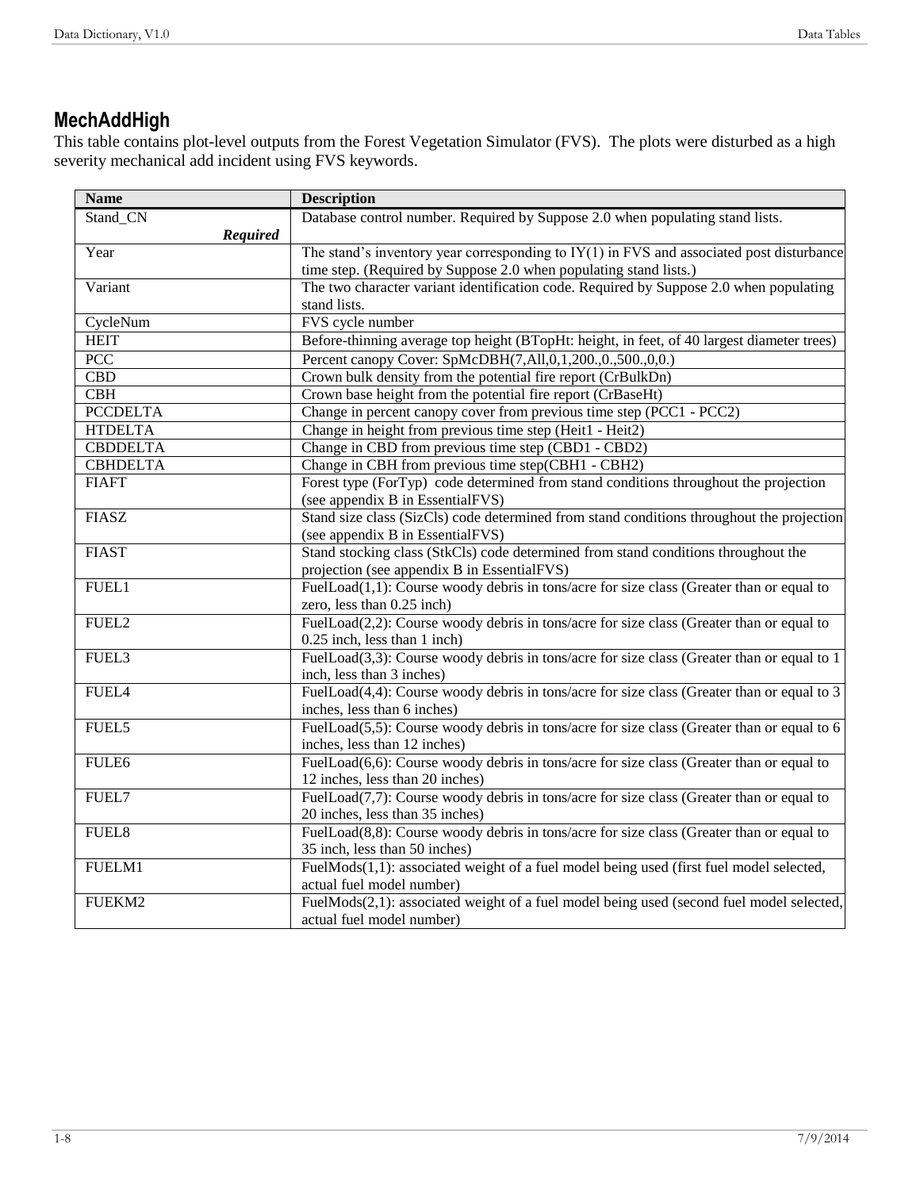## MechAddHigh

This table contains plot-level outputs from the Forest Vegetation Simulator (FVS). The plots were disturbed as a high severity mechanical add incident using FVS keywords.

| Name | Description |
|---|---|
| Stand_CN ***Required*** | Database control number. Required by Suppose 2.0 when populating stand lists. |
| Year | The stand's inventory year corresponding to IY(1) in FVS and associated post disturbance time step. (Required by Suppose 2.0 when populating stand lists.) |
| Variant | The two character variant identification code. Required by Suppose 2.0 when populating stand lists. |
| CycleNum | FVS cycle number |
| HEIT | Before-thinning average top height (BTopHt: height, in feet, of 40 largest diameter trees) |
| PCC | Percent canopy Cover: SpMcDBH(7,All,0,1,200.,0.,500.,0,0.) |
| CBD | Crown bulk density from the potential fire report (CrBulkDn) |
| CBH | Crown base height from the potential fire report (CrBaseHt) |
| PCCDELTA | Change in percent canopy cover from previous time step (PCC1 - PCC2) |
| HTDELTA | Change in height from previous time step (Heit1 - Heit2) |
| CBDDELTA | Change in CBD from previous time step (CBD1 - CBD2) |
| CBHDELTA | Change in CBH from previous time step(CBH1 - CBH2) |
| FIAFT | Forest type (ForTyp) code determined from stand conditions throughout the projection (see appendix B in EssentialFVS) |
| FIASZ | Stand size class (SizCls) code determined from stand conditions throughout the projection (see appendix B in EssentialFVS) |
| FIAST | Stand stocking class (StkCls) code determined from stand conditions throughout the projection (see appendix B in EssentialFVS) |
| FUEL1 | FuelLoad(1,1): Course woody debris in tons/acre for size class (Greater than or equal to zero, less than 0.25 inch) |
| FUEL2 | FuelLoad(2,2): Course woody debris in tons/acre for size class (Greater than or equal to 0.25 inch, less than 1 inch) |
| FUEL3 | FuelLoad(3,3): Course woody debris in tons/acre for size class (Greater than or equal to 1 inch, less than 3 inches) |
| FUEL4 | FuelLoad(4,4): Course woody debris in tons/acre for size class (Greater than or equal to 3 inches, less than 6 inches) |
| FUEL5 | FuelLoad(5,5): Course woody debris in tons/acre for size class (Greater than or equal to 6 inches, less than 12 inches) |
| FULE6 | FuelLoad(6,6): Course woody debris in tons/acre for size class (Greater than or equal to 12 inches, less than 20 inches) |
| FUEL7 | FuelLoad(7,7): Course woody debris in tons/acre for size class (Greater than or equal to 20 inches, less than 35 inches) |
| FUEL8 | FuelLoad(8,8): Course woody debris in tons/acre for size class (Greater than or equal to 35 inch, less than 50 inches) |
| FUELM1 | FuelMods(1,1): associated weight of a fuel model being used (first fuel model selected, actual fuel model number) |
| FUEKM2 | FuelMods(2,1): associated weight of a fuel model being used (second fuel model selected, actual fuel model number) |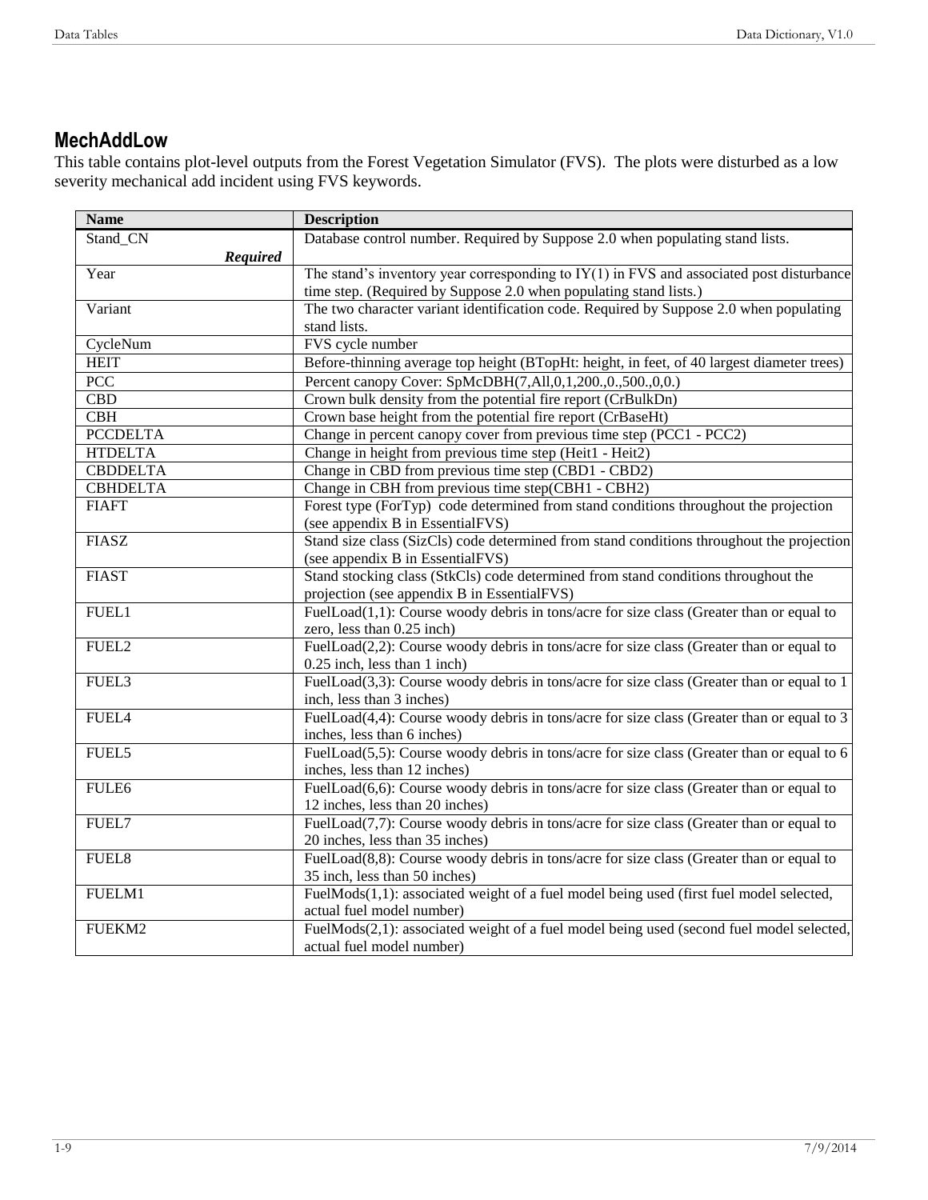## MechAddLow

This table contains plot-level outputs from the Forest Vegetation Simulator (FVS). The plots were disturbed as a low severity mechanical add incident using FVS keywords.

| Name | Description |
|---|---|
| Stand_CN ***Required*** | Database control number. Required by Suppose 2.0 when populating stand lists. |
| Year | The stand's inventory year corresponding to IY(1) in FVS and associated post disturbance time step. (Required by Suppose 2.0 when populating stand lists.) |
| Variant | The two character variant identification code. Required by Suppose 2.0 when populating stand lists. |
| CycleNum | FVS cycle number |
| HEIT | Before-thinning average top height (BTopHt: height, in feet, of 40 largest diameter trees) |
| PCC | Percent canopy Cover: SpMcDBH(7,All,0,1,200.,0.,500.,0,0.) |
| CBD | Crown bulk density from the potential fire report (CrBulkDn) |
| CBH | Crown base height from the potential fire report (CrBaseHt) |
| PCCDELTA | Change in percent canopy cover from previous time step (PCC1 - PCC2) |
| HTDELTA | Change in height from previous time step (Heit1 - Heit2) |
| CBDDELTA | Change in CBD from previous time step (CBD1 - CBD2) |
| CBHDELTA | Change in CBH from previous time step(CBH1 - CBH2) |
| FIAFT | Forest type (ForTyp) code determined from stand conditions throughout the projection (see appendix B in EssentialFVS) |
| FIASZ | Stand size class (SizCls) code determined from stand conditions throughout the projection (see appendix B in EssentialFVS) |
| FIAST | Stand stocking class (StkCls) code determined from stand conditions throughout the projection (see appendix B in EssentialFVS) |
| FUEL1 | FuelLoad(1,1): Course woody debris in tons/acre for size class (Greater than or equal to zero, less than 0.25 inch) |
| FUEL2 | FuelLoad(2,2): Course woody debris in tons/acre for size class (Greater than or equal to 0.25 inch, less than 1 inch) |
| FUEL3 | FuelLoad(3,3): Course woody debris in tons/acre for size class (Greater than or equal to 1 inch, less than 3 inches) |
| FUEL4 | FuelLoad(4,4): Course woody debris in tons/acre for size class (Greater than or equal to 3 inches, less than 6 inches) |
| FUEL5 | FuelLoad(5,5): Course woody debris in tons/acre for size class (Greater than or equal to 6 inches, less than 12 inches) |
| FULE6 | FuelLoad(6,6): Course woody debris in tons/acre for size class (Greater than or equal to 12 inches, less than 20 inches) |
| FUEL7 | FuelLoad(7,7): Course woody debris in tons/acre for size class (Greater than or equal to 20 inches, less than 35 inches) |
| FUEL8 | FuelLoad(8,8): Course woody debris in tons/acre for size class (Greater than or equal to 35 inch, less than 50 inches) |
| FUELM1 | FuelMods(1,1): associated weight of a fuel model being used (first fuel model selected, actual fuel model number) |
| FUEKM2 | FuelMods(2,1): associated weight of a fuel model being used (second fuel model selected, actual fuel model number) |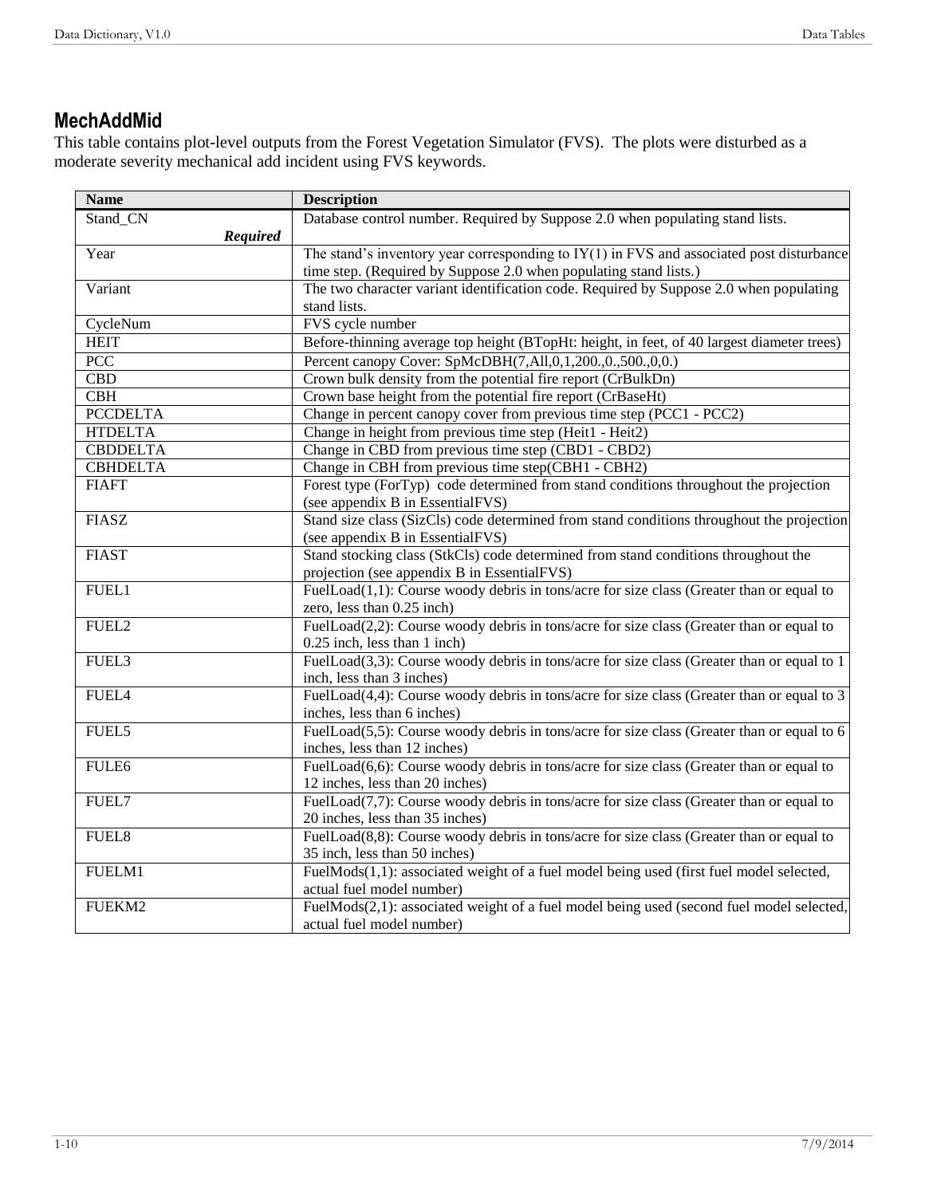## MechAddMid

This table contains plot-level outputs from the Forest Vegetation Simulator (FVS). The plots were disturbed as a moderate severity mechanical add incident using FVS keywords.

| Name | Description |
|---|---|
| Stand_CN ***Required*** | Database control number. Required by Suppose 2.0 when populating stand lists. |
| Year | The stand's inventory year corresponding to IY(1) in FVS and associated post disturbance time step. (Required by Suppose 2.0 when populating stand lists.) |
| Variant | The two character variant identification code. Required by Suppose 2.0 when populating stand lists. |
| CycleNum | FVS cycle number |
| HEIT | Before-thinning average top height (BTopHt: height, in feet, of 40 largest diameter trees) |
| PCC | Percent canopy Cover: SpMcDBH(7,All,0,1,200.,0.,500.,0,0.) |
| CBD | Crown bulk density from the potential fire report (CrBulkDn) |
| CBH | Crown base height from the potential fire report (CrBaseHt) |
| PCCDELTA | Change in percent canopy cover from previous time step (PCC1 - PCC2) |
| HTDELTA | Change in height from previous time step (Heit1 - Heit2) |
| CBDDELTA | Change in CBD from previous time step (CBD1 - CBD2) |
| CBHDELTA | Change in CBH from previous time step(CBH1 - CBH2) |
| FIAFT | Forest type (ForTyp) code determined from stand conditions throughout the projection (see appendix B in EssentialFVS) |
| FIASZ | Stand size class (SizCls) code determined from stand conditions throughout the projection (see appendix B in EssentialFVS) |
| FIAST | Stand stocking class (StkCls) code determined from stand conditions throughout the projection (see appendix B in EssentialFVS) |
| FUEL1 | FuelLoad(1,1): Course woody debris in tons/acre for size class (Greater than or equal to zero, less than 0.25 inch) |
| FUEL2 | FuelLoad(2,2): Course woody debris in tons/acre for size class (Greater than or equal to 0.25 inch, less than 1 inch) |
| FUEL3 | FuelLoad(3,3): Course woody debris in tons/acre for size class (Greater than or equal to 1 inch, less than 3 inches) |
| FUEL4 | FuelLoad(4,4): Course woody debris in tons/acre for size class (Greater than or equal to 3 inches, less than 6 inches) |
| FUEL5 | FuelLoad(5,5): Course woody debris in tons/acre for size class (Greater than or equal to 6 inches, less than 12 inches) |
| FULE6 | FuelLoad(6,6): Course woody debris in tons/acre for size class (Greater than or equal to 12 inches, less than 20 inches) |
| FUEL7 | FuelLoad(7,7): Course woody debris in tons/acre for size class (Greater than or equal to 20 inches, less than 35 inches) |
| FUEL8 | FuelLoad(8,8): Course woody debris in tons/acre for size class (Greater than or equal to 35 inch, less than 50 inches) |
| FUELM1 | FuelMods(1,1): associated weight of a fuel model being used (first fuel model selected, actual fuel model number) |
| FUEKM2 | FuelMods(2,1): associated weight of a fuel model being used (second fuel model selected, actual fuel model number) |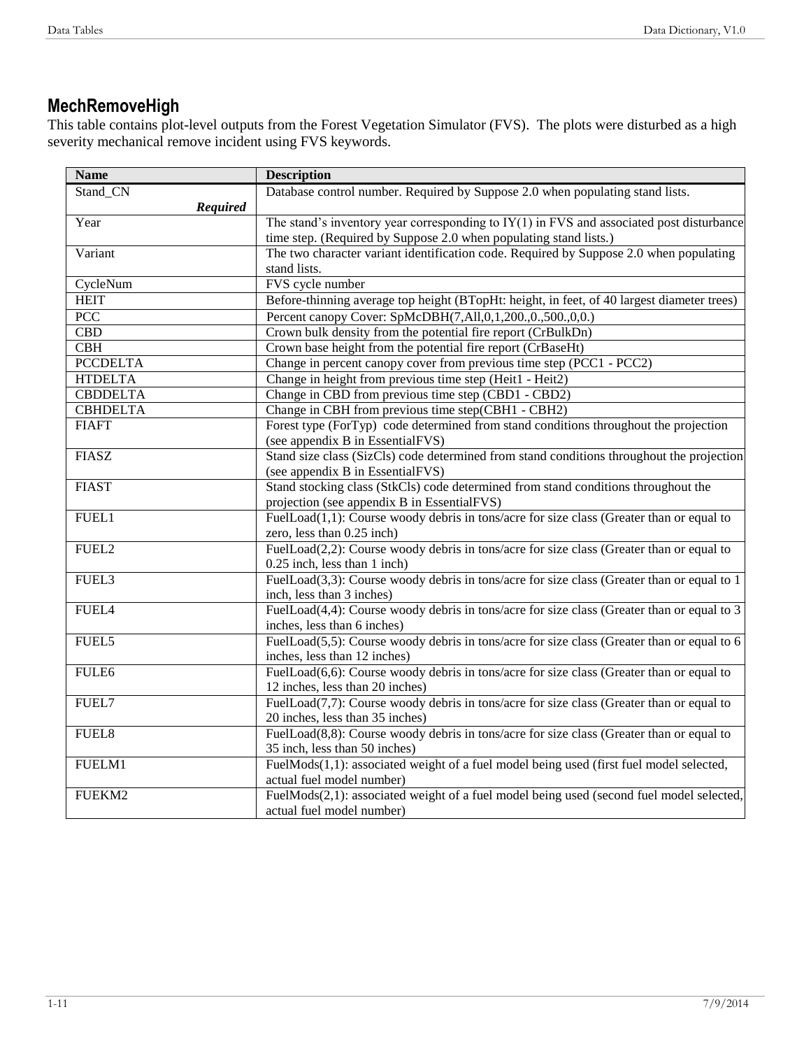## MechRemoveHigh

This table contains plot-level outputs from the Forest Vegetation Simulator (FVS). The plots were disturbed as a high severity mechanical remove incident using FVS keywords.

| Name | Description |
|---|---|
| Stand_CN ***Required*** | Database control number. Required by Suppose 2.0 when populating stand lists. |
| Year | The stand's inventory year corresponding to IY(1) in FVS and associated post disturbance time step. (Required by Suppose 2.0 when populating stand lists.) |
| Variant | The two character variant identification code. Required by Suppose 2.0 when populating stand lists. |
| CycleNum | FVS cycle number |
| HEIT | Before-thinning average top height (BTopHt: height, in feet, of 40 largest diameter trees) |
| PCC | Percent canopy Cover: SpMcDBH(7,All,0,1,200.,0.,500.,0,0.) |
| CBD | Crown bulk density from the potential fire report (CrBulkDn) |
| CBH | Crown base height from the potential fire report (CrBaseHt) |
| PCCDELTA | Change in percent canopy cover from previous time step (PCC1 - PCC2) |
| HTDELTA | Change in height from previous time step (Heit1 - Heit2) |
| CBDDELTA | Change in CBD from previous time step (CBD1 - CBD2) |
| CBHDELTA | Change in CBH from previous time step(CBH1 - CBH2) |
| FIAFT | Forest type (ForTyp) code determined from stand conditions throughout the projection (see appendix B in EssentialFVS) |
| FIASZ | Stand size class (SizCls) code determined from stand conditions throughout the projection (see appendix B in EssentialFVS) |
| FIAST | Stand stocking class (StkCls) code determined from stand conditions throughout the projection (see appendix B in EssentialFVS) |
| FUEL1 | FuelLoad(1,1): Course woody debris in tons/acre for size class (Greater than or equal to zero, less than 0.25 inch) |
| FUEL2 | FuelLoad(2,2): Course woody debris in tons/acre for size class (Greater than or equal to 0.25 inch, less than 1 inch) |
| FUEL3 | FuelLoad(3,3): Course woody debris in tons/acre for size class (Greater than or equal to 1 inch, less than 3 inches) |
| FUEL4 | FuelLoad(4,4): Course woody debris in tons/acre for size class (Greater than or equal to 3 inches, less than 6 inches) |
| FUEL5 | FuelLoad(5,5): Course woody debris in tons/acre for size class (Greater than or equal to 6 inches, less than 12 inches) |
| FULE6 | FuelLoad(6,6): Course woody debris in tons/acre for size class (Greater than or equal to 12 inches, less than 20 inches) |
| FUEL7 | FuelLoad(7,7): Course woody debris in tons/acre for size class (Greater than or equal to 20 inches, less than 35 inches) |
| FUEL8 | FuelLoad(8,8): Course woody debris in tons/acre for size class (Greater than or equal to 35 inch, less than 50 inches) |
| FUELM1 | FuelMods(1,1): associated weight of a fuel model being used (first fuel model selected, actual fuel model number) |
| FUEKM2 | FuelMods(2,1): associated weight of a fuel model being used (second fuel model selected, actual fuel model number) |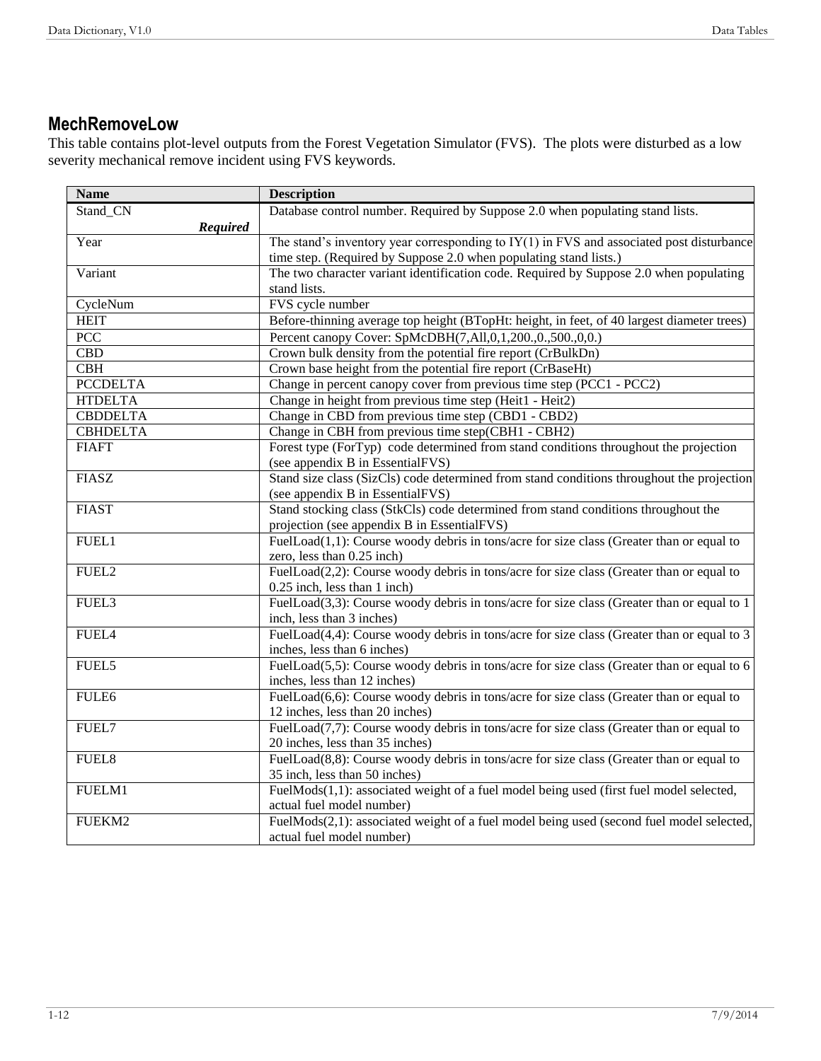## MechRemoveLow

This table contains plot-level outputs from the Forest Vegetation Simulator (FVS). The plots were disturbed as a low severity mechanical remove incident using FVS keywords.

| Name | Description |
|---|---|
| Stand_CN *Required* | Database control number. Required by Suppose 2.0 when populating stand lists. |
| Year | The stand's inventory year corresponding to IY(1) in FVS and associated post disturbance time step. (Required by Suppose 2.0 when populating stand lists.) |
| Variant | The two character variant identification code. Required by Suppose 2.0 when populating stand lists. |
| CycleNum | FVS cycle number |
| HEIT | Before-thinning average top height (BTopHt: height, in feet, of 40 largest diameter trees) |
| PCC | Percent canopy Cover: SpMcDBH(7,All,0,1,200.,0.,500.,0,0.) |
| CBD | Crown bulk density from the potential fire report (CrBulkDn) |
| CBH | Crown base height from the potential fire report (CrBaseHt) |
| PCCDELTA | Change in percent canopy cover from previous time step (PCC1 - PCC2) |
| HTDELTA | Change in height from previous time step (Heit1 - Heit2) |
| CBDDELTA | Change in CBD from previous time step (CBD1 - CBD2) |
| CBHDELTA | Change in CBH from previous time step(CBH1 - CBH2) |
| FIAFT | Forest type (ForTyp) code determined from stand conditions throughout the projection (see appendix B in EssentialFVS) |
| FIASZ | Stand size class (SizCls) code determined from stand conditions throughout the projection (see appendix B in EssentialFVS) |
| FIAST | Stand stocking class (StkCls) code determined from stand conditions throughout the projection (see appendix B in EssentialFVS) |
| FUEL1 | FuelLoad(1,1): Course woody debris in tons/acre for size class (Greater than or equal to zero, less than 0.25 inch) |
| FUEL2 | FuelLoad(2,2): Course woody debris in tons/acre for size class (Greater than or equal to 0.25 inch, less than 1 inch) |
| FUEL3 | FuelLoad(3,3): Course woody debris in tons/acre for size class (Greater than or equal to 1 inch, less than 3 inches) |
| FUEL4 | FuelLoad(4,4): Course woody debris in tons/acre for size class (Greater than or equal to 3 inches, less than 6 inches) |
| FUEL5 | FuelLoad(5,5): Course woody debris in tons/acre for size class (Greater than or equal to 6 inches, less than 12 inches) |
| FULE6 | FuelLoad(6,6): Course woody debris in tons/acre for size class (Greater than or equal to 12 inches, less than 20 inches) |
| FUEL7 | FuelLoad(7,7): Course woody debris in tons/acre for size class (Greater than or equal to 20 inches, less than 35 inches) |
| FUEL8 | FuelLoad(8,8): Course woody debris in tons/acre for size class (Greater than or equal to 35 inch, less than 50 inches) |
| FUELM1 | FuelMods(1,1): associated weight of a fuel model being used (first fuel model selected, actual fuel model number) |
| FUEKM2 | FuelMods(2,1): associated weight of a fuel model being used (second fuel model selected, actual fuel model number) |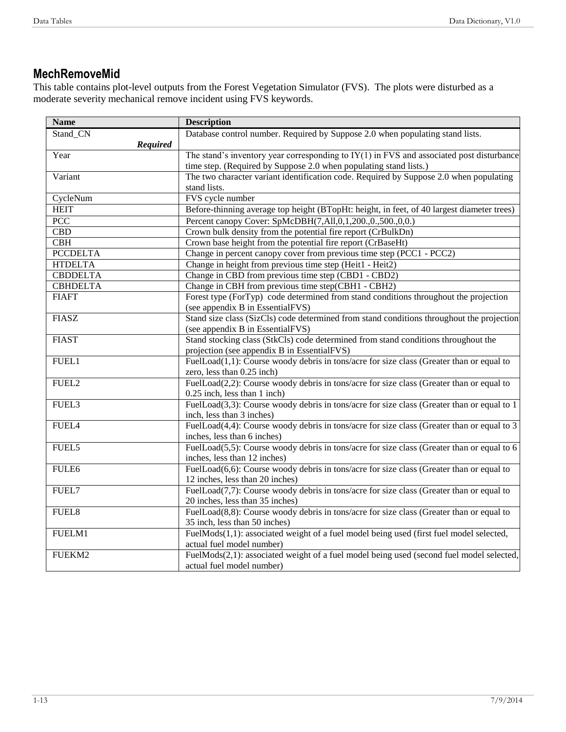## MechRemoveMid

This table contains plot-level outputs from the Forest Vegetation Simulator (FVS). The plots were disturbed as a moderate severity mechanical remove incident using FVS keywords.

| Name | Description |
|---|---|
| Stand_CN *Required* | Database control number. Required by Suppose 2.0 when populating stand lists. |
| Year | The stand's inventory year corresponding to IY(1) in FVS and associated post disturbance time step. (Required by Suppose 2.0 when populating stand lists.) |
| Variant | The two character variant identification code. Required by Suppose 2.0 when populating stand lists. |
| CycleNum | FVS cycle number |
| HEIT | Before-thinning average top height (BTopHt: height, in feet, of 40 largest diameter trees) |
| PCC | Percent canopy Cover: SpMcDBH(7,All,0,1,200.,0.,500.,0,0.) |
| CBD | Crown bulk density from the potential fire report (CrBulkDn) |
| CBH | Crown base height from the potential fire report (CrBaseHt) |
| PCCDELTA | Change in percent canopy cover from previous time step (PCC1 - PCC2) |
| HTDELTA | Change in height from previous time step (Heit1 - Heit2) |
| CBDDELTA | Change in CBD from previous time step (CBD1 - CBD2) |
| CBHDELTA | Change in CBH from previous time step(CBH1 - CBH2) |
| FIAFT | Forest type (ForTyp) code determined from stand conditions throughout the projection (see appendix B in EssentialFVS) |
| FIASZ | Stand size class (SizCls) code determined from stand conditions throughout the projection (see appendix B in EssentialFVS) |
| FIAST | Stand stocking class (StkCls) code determined from stand conditions throughout the projection (see appendix B in EssentialFVS) |
| FUEL1 | FuelLoad(1,1): Course woody debris in tons/acre for size class (Greater than or equal to zero, less than 0.25 inch) |
| FUEL2 | FuelLoad(2,2): Course woody debris in tons/acre for size class (Greater than or equal to 0.25 inch, less than 1 inch) |
| FUEL3 | FuelLoad(3,3): Course woody debris in tons/acre for size class (Greater than or equal to 1 inch, less than 3 inches) |
| FUEL4 | FuelLoad(4,4): Course woody debris in tons/acre for size class (Greater than or equal to 3 inches, less than 6 inches) |
| FUEL5 | FuelLoad(5,5): Course woody debris in tons/acre for size class (Greater than or equal to 6 inches, less than 12 inches) |
| FULE6 | FuelLoad(6,6): Course woody debris in tons/acre for size class (Greater than or equal to 12 inches, less than 20 inches) |
| FUEL7 | FuelLoad(7,7): Course woody debris in tons/acre for size class (Greater than or equal to 20 inches, less than 35 inches) |
| FUEL8 | FuelLoad(8,8): Course woody debris in tons/acre for size class (Greater than or equal to 35 inch, less than 50 inches) |
| FUELM1 | FuelMods(1,1): associated weight of a fuel model being used (first fuel model selected, actual fuel model number) |
| FUEKM2 | FuelMods(2,1): associated weight of a fuel model being used (second fuel model selected, actual fuel model number) |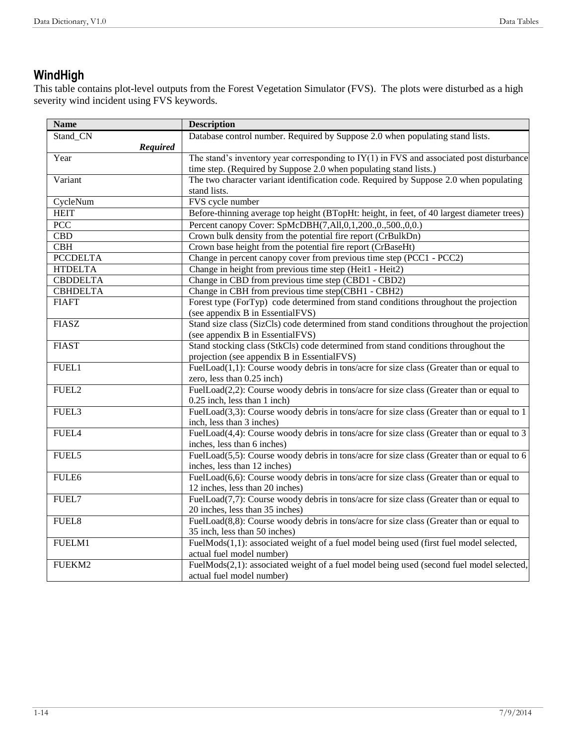## WindHigh

This table contains plot-level outputs from the Forest Vegetation Simulator (FVS). The plots were disturbed as a high severity wind incident using FVS keywords.

| Name | Description |
|---|---|
| Stand_CN ***Required*** | Database control number. Required by Suppose 2.0 when populating stand lists. |
| Year | The stand's inventory year corresponding to IY(1) in FVS and associated post disturbance time step. (Required by Suppose 2.0 when populating stand lists.) |
| Variant | The two character variant identification code. Required by Suppose 2.0 when populating stand lists. |
| CycleNum | FVS cycle number |
| HEIT | Before-thinning average top height (BTopHt: height, in feet, of 40 largest diameter trees) |
| PCC | Percent canopy Cover: SpMcDBH(7,All,0,1,200.,0.,500.,0,0.) |
| CBD | Crown bulk density from the potential fire report (CrBulkDn) |
| CBH | Crown base height from the potential fire report (CrBaseHt) |
| PCCDELTA | Change in percent canopy cover from previous time step (PCC1 - PCC2) |
| HTDELTA | Change in height from previous time step (Heit1 - Heit2) |
| CBDDELTA | Change in CBD from previous time step (CBD1 - CBD2) |
| CBHDELTA | Change in CBH from previous time step(CBH1 - CBH2) |
| FIAFT | Forest type (ForTyp) code determined from stand conditions throughout the projection (see appendix B in EssentialFVS) |
| FIASZ | Stand size class (SizCls) code determined from stand conditions throughout the projection (see appendix B in EssentialFVS) |
| FIAST | Stand stocking class (StkCls) code determined from stand conditions throughout the projection (see appendix B in EssentialFVS) |
| FUEL1 | FuelLoad(1,1): Course woody debris in tons/acre for size class (Greater than or equal to zero, less than 0.25 inch) |
| FUEL2 | FuelLoad(2,2): Course woody debris in tons/acre for size class (Greater than or equal to 0.25 inch, less than 1 inch) |
| FUEL3 | FuelLoad(3,3): Course woody debris in tons/acre for size class (Greater than or equal to 1 inch, less than 3 inches) |
| FUEL4 | FuelLoad(4,4): Course woody debris in tons/acre for size class (Greater than or equal to 3 inches, less than 6 inches) |
| FUEL5 | FuelLoad(5,5): Course woody debris in tons/acre for size class (Greater than or equal to 6 inches, less than 12 inches) |
| FULE6 | FuelLoad(6,6): Course woody debris in tons/acre for size class (Greater than or equal to 12 inches, less than 20 inches) |
| FUEL7 | FuelLoad(7,7): Course woody debris in tons/acre for size class (Greater than or equal to 20 inches, less than 35 inches) |
| FUEL8 | FuelLoad(8,8): Course woody debris in tons/acre for size class (Greater than or equal to 35 inch, less than 50 inches) |
| FUELM1 | FuelMods(1,1): associated weight of a fuel model being used (first fuel model selected, actual fuel model number) |
| FUEKM2 | FuelMods(2,1): associated weight of a fuel model being used (second fuel model selected, actual fuel model number) |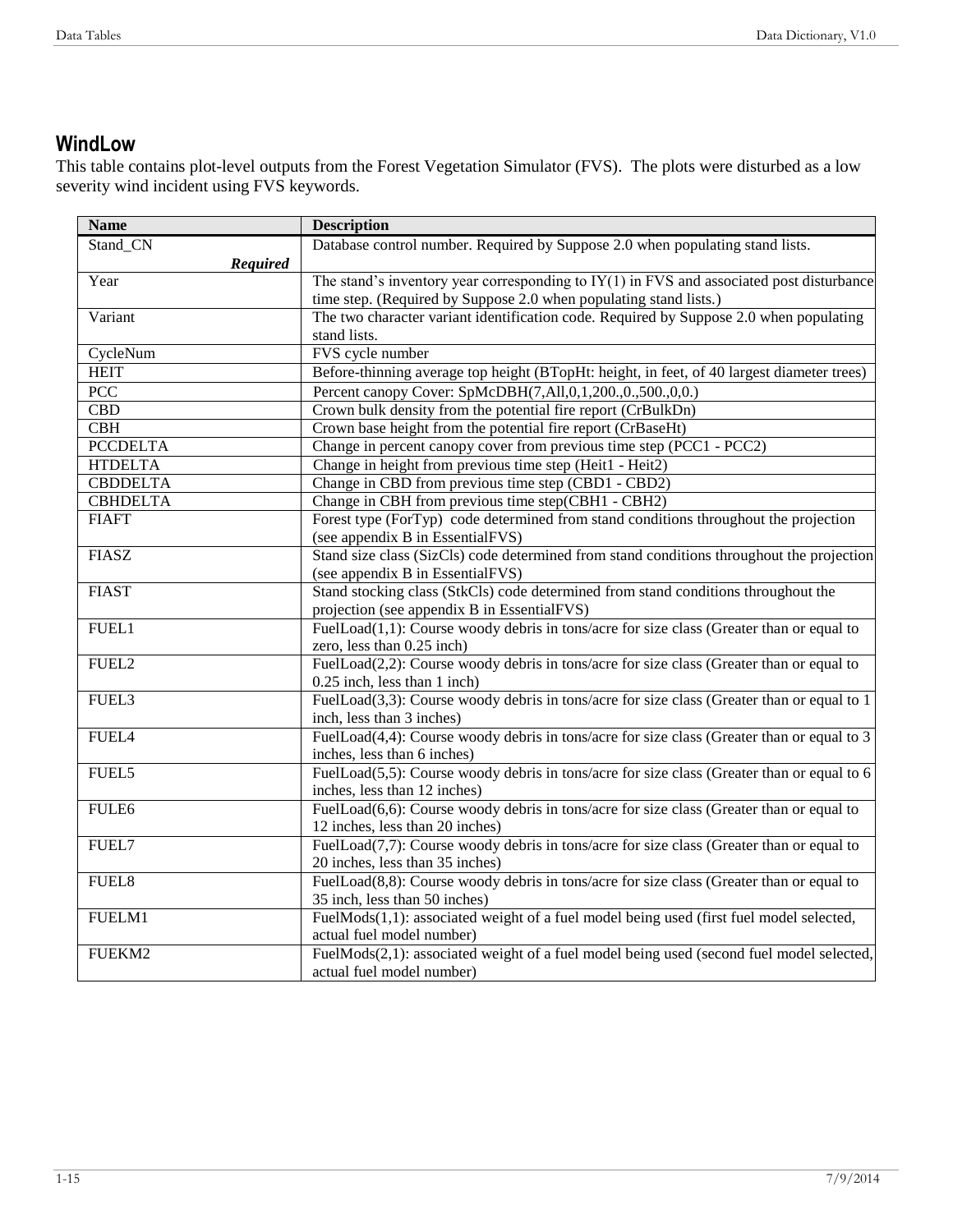## WindLow

This table contains plot-level outputs from the Forest Vegetation Simulator (FVS). The plots were disturbed as a low severity wind incident using FVS keywords.

| Name | Description |
|---|---|
| Stand_CN ***Required*** | Database control number. Required by Suppose 2.0 when populating stand lists. |
| Year | The stand's inventory year corresponding to IY(1) in FVS and associated post disturbance time step. (Required by Suppose 2.0 when populating stand lists.) |
| Variant | The two character variant identification code. Required by Suppose 2.0 when populating stand lists. |
| CycleNum | FVS cycle number |
| HEIT | Before-thinning average top height (BTopHt: height, in feet, of 40 largest diameter trees) |
| PCC | Percent canopy Cover: SpMcDBH(7,All,0,1,200.,0.,500.,0,0.) |
| CBD | Crown bulk density from the potential fire report (CrBulkDn) |
| CBH | Crown base height from the potential fire report (CrBaseHt) |
| PCCDELTA | Change in percent canopy cover from previous time step (PCC1 - PCC2) |
| HTDELTA | Change in height from previous time step (Heit1 - Heit2) |
| CBDDELTA | Change in CBD from previous time step (CBD1 - CBD2) |
| CBHDELTA | Change in CBH from previous time step(CBH1 - CBH2) |
| FIAFT | Forest type (ForTyp) code determined from stand conditions throughout the projection (see appendix B in EssentialFVS) |
| FIASZ | Stand size class (SizCls) code determined from stand conditions throughout the projection (see appendix B in EssentialFVS) |
| FIAST | Stand stocking class (StkCls) code determined from stand conditions throughout the projection (see appendix B in EssentialFVS) |
| FUEL1 | FuelLoad(1,1): Course woody debris in tons/acre for size class (Greater than or equal to zero, less than 0.25 inch) |
| FUEL2 | FuelLoad(2,2): Course woody debris in tons/acre for size class (Greater than or equal to 0.25 inch, less than 1 inch) |
| FUEL3 | FuelLoad(3,3): Course woody debris in tons/acre for size class (Greater than or equal to 1 inch, less than 3 inches) |
| FUEL4 | FuelLoad(4,4): Course woody debris in tons/acre for size class (Greater than or equal to 3 inches, less than 6 inches) |
| FUEL5 | FuelLoad(5,5): Course woody debris in tons/acre for size class (Greater than or equal to 6 inches, less than 12 inches) |
| FULE6 | FuelLoad(6,6): Course woody debris in tons/acre for size class (Greater than or equal to 12 inches, less than 20 inches) |
| FUEL7 | FuelLoad(7,7): Course woody debris in tons/acre for size class (Greater than or equal to 20 inches, less than 35 inches) |
| FUEL8 | FuelLoad(8,8): Course woody debris in tons/acre for size class (Greater than or equal to 35 inch, less than 50 inches) |
| FUELM1 | FuelMods(1,1): associated weight of a fuel model being used (first fuel model selected, actual fuel model number) |
| FUEKM2 | FuelMods(2,1): associated weight of a fuel model being used (second fuel model selected, actual fuel model number) |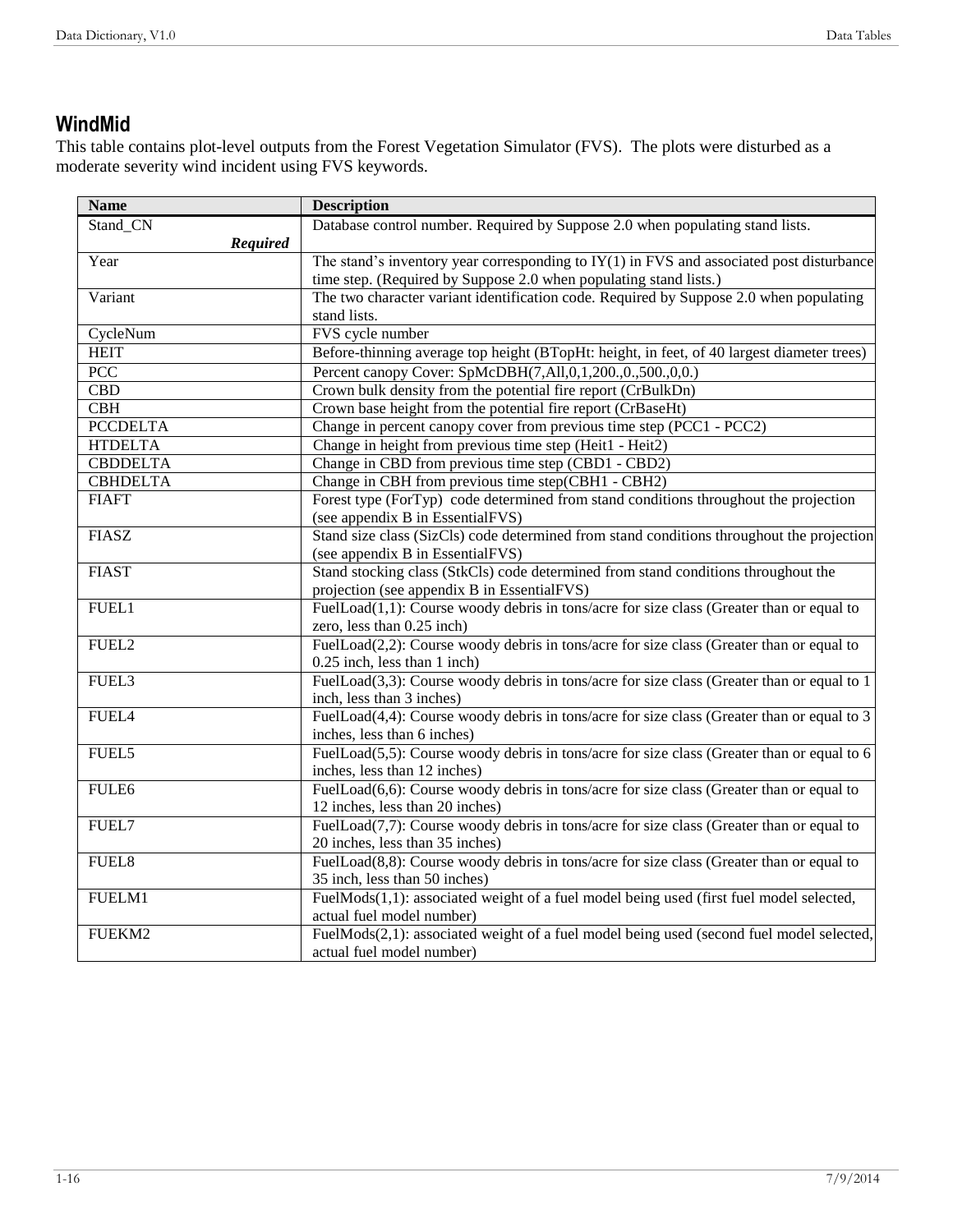## WindMid

This table contains plot-level outputs from the Forest Vegetation Simulator (FVS). The plots were disturbed as a moderate severity wind incident using FVS keywords.

| Name | Description |
|---|---|
| Stand_CN ***Required*** | Database control number. Required by Suppose 2.0 when populating stand lists. |
| Year | The stand's inventory year corresponding to IY(1) in FVS and associated post disturbance time step. (Required by Suppose 2.0 when populating stand lists.) |
| Variant | The two character variant identification code. Required by Suppose 2.0 when populating stand lists. |
| CycleNum | FVS cycle number |
| HEIT | Before-thinning average top height (BTopHt: height, in feet, of 40 largest diameter trees) |
| PCC | Percent canopy Cover: SpMcDBH(7,All,0,1,200.,0.,500.,0,0.) |
| CBD | Crown bulk density from the potential fire report (CrBulkDn) |
| CBH | Crown base height from the potential fire report (CrBaseHt) |
| PCCDELTA | Change in percent canopy cover from previous time step (PCC1 - PCC2) |
| HTDELTA | Change in height from previous time step (Heit1 - Heit2) |
| CBDDELTA | Change in CBD from previous time step (CBD1 - CBD2) |
| CBHDELTA | Change in CBH from previous time step(CBH1 - CBH2) |
| FIAFT | Forest type (ForTyp) code determined from stand conditions throughout the projection (see appendix B in EssentialFVS) |
| FIASZ | Stand size class (SizCls) code determined from stand conditions throughout the projection (see appendix B in EssentialFVS) |
| FIAST | Stand stocking class (StkCls) code determined from stand conditions throughout the projection (see appendix B in EssentialFVS) |
| FUEL1 | FuelLoad(1,1): Course woody debris in tons/acre for size class (Greater than or equal to zero, less than 0.25 inch) |
| FUEL2 | FuelLoad(2,2): Course woody debris in tons/acre for size class (Greater than or equal to 0.25 inch, less than 1 inch) |
| FUEL3 | FuelLoad(3,3): Course woody debris in tons/acre for size class (Greater than or equal to 1 inch, less than 3 inches) |
| FUEL4 | FuelLoad(4,4): Course woody debris in tons/acre for size class (Greater than or equal to 3 inches, less than 6 inches) |
| FUEL5 | FuelLoad(5,5): Course woody debris in tons/acre for size class (Greater than or equal to 6 inches, less than 12 inches) |
| FULE6 | FuelLoad(6,6): Course woody debris in tons/acre for size class (Greater than or equal to 12 inches, less than 20 inches) |
| FUEL7 | FuelLoad(7,7): Course woody debris in tons/acre for size class (Greater than or equal to 20 inches, less than 35 inches) |
| FUEL8 | FuelLoad(8,8): Course woody debris in tons/acre for size class (Greater than or equal to 35 inch, less than 50 inches) |
| FUELM1 | FuelMods(1,1): associated weight of a fuel model being used (first fuel model selected, actual fuel model number) |
| FUEKM2 | FuelMods(2,1): associated weight of a fuel model being used (second fuel model selected, actual fuel model number) |